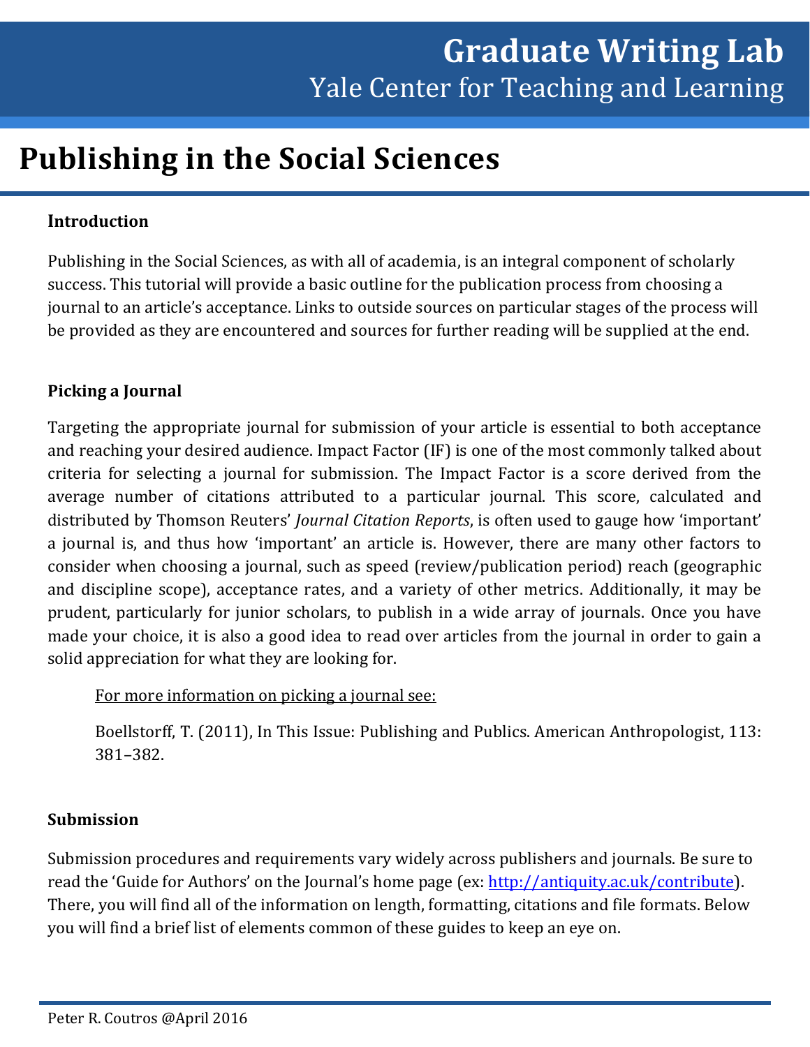# Graduate Writing Lab
## Yale Center for Teaching and Learning

# Publishing in the Social Sciences

### Introduction

Publishing in the Social Sciences, as with all of academia, is an integral component of scholarly success. This tutorial will provide a basic outline for the publication process from choosing a journal to an article's acceptance. Links to outside sources on particular stages of the process will be provided as they are encountered and sources for further reading will be supplied at the end.

### Picking a Journal

Targeting the appropriate journal for submission of your article is essential to both acceptance and reaching your desired audience. Impact Factor (IF) is one of the most commonly talked about criteria for selecting a journal for submission. The Impact Factor is a score derived from the average number of citations attributed to a particular journal. This score, calculated and distributed by Thomson Reuters' *Journal Citation Reports*, is often used to gauge how 'important' a journal is, and thus how 'important' an article is. However, there are many other factors to consider when choosing a journal, such as speed (review/publication period) reach (geographic and discipline scope), acceptance rates, and a variety of other metrics. Additionally, it may be prudent, particularly for junior scholars, to publish in a wide array of journals. Once you have made your choice, it is also a good idea to read over articles from the journal in order to gain a solid appreciation for what they are looking for.

> For more information on picking a journal see:
>
> Boellstorff, T. (2011), In This Issue: Publishing and Publics. American Anthropologist, 113: 381–382.

### Submission

Submission procedures and requirements vary widely across publishers and journals. Be sure to read the 'Guide for Authors' on the Journal's home page (ex: [http://antiquity.ac.uk/contribute](http://antiquity.ac.uk/contribute)). There, you will find all of the information on length, formatting, citations and file formats. Below you will find a brief list of elements common of these guides to keep an eye on.

Peter R. Coutros @April 2016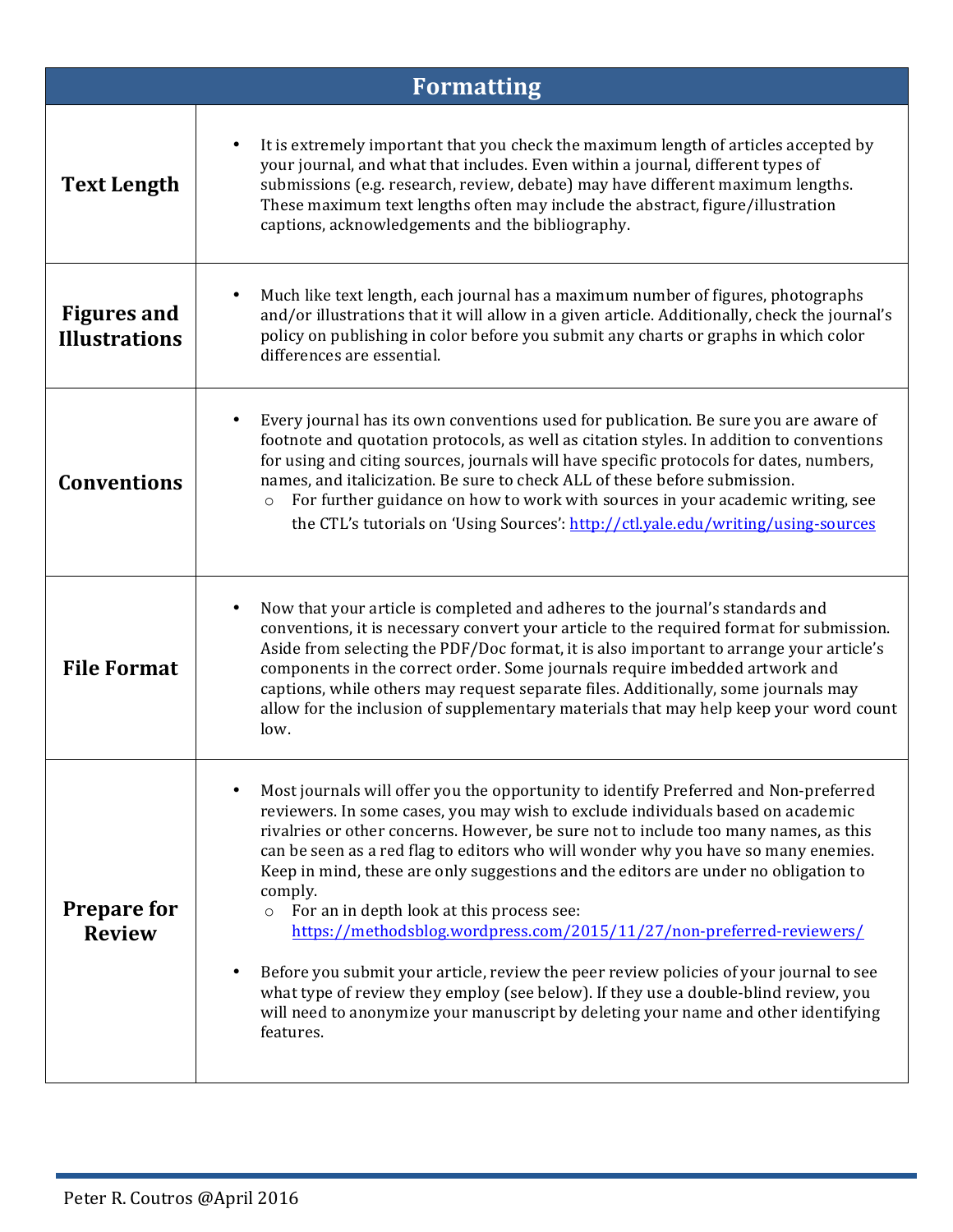| Formatting | |
|---|---|
| **Text Length** | • It is extremely important that you check the maximum length of articles accepted by your journal, and what that includes. Even within a journal, different types of submissions (e.g. research, review, debate) may have different maximum lengths. These maximum text lengths often may include the abstract, figure/illustration captions, acknowledgements and the bibliography. |
| **Figures and Illustrations** | • Much like text length, each journal has a maximum number of figures, photographs and/or illustrations that it will allow in a given article. Additionally, check the journal's policy on publishing in color before you submit any charts or graphs in which color differences are essential. |
| **Conventions** | • Every journal has its own conventions used for publication. Be sure you are aware of footnote and quotation protocols, as well as citation styles. In addition to conventions for using and citing sources, journals will have specific protocols for dates, numbers, names, and italicization. Be sure to check ALL of these before submission.<br>  ○ For further guidance on how to work with sources in your academic writing, see the CTL's tutorials on 'Using Sources': [http://ctl.yale.edu/writing/using-sources](http://ctl.yale.edu/writing/using-sources) |
| **File Format** | • Now that your article is completed and adheres to the journal's standards and conventions, it is necessary convert your article to the required format for submission. Aside from selecting the PDF/Doc format, it is also important to arrange your article's components in the correct order. Some journals require imbedded artwork and captions, while others may request separate files. Additionally, some journals may allow for the inclusion of supplementary materials that may help keep your word count low. |
| **Prepare for Review** | • Most journals will offer you the opportunity to identify Preferred and Non-preferred reviewers. In some cases, you may wish to exclude individuals based on academic rivalries or other concerns. However, be sure not to include too many names, as this can be seen as a red flag to editors who will wonder why you have so many enemies. Keep in mind, these are only suggestions and the editors are under no obligation to comply.<br>  ○ For an in depth look at this process see: [https://methodsblog.wordpress.com/2015/11/27/non-preferred-reviewers/](https://methodsblog.wordpress.com/2015/11/27/non-preferred-reviewers/)<br><br>• Before you submit your article, review the peer review policies of your journal to see what type of review they employ (see below). If they use a double-blind review, you will need to anonymize your manuscript by deleting your name and other identifying features. |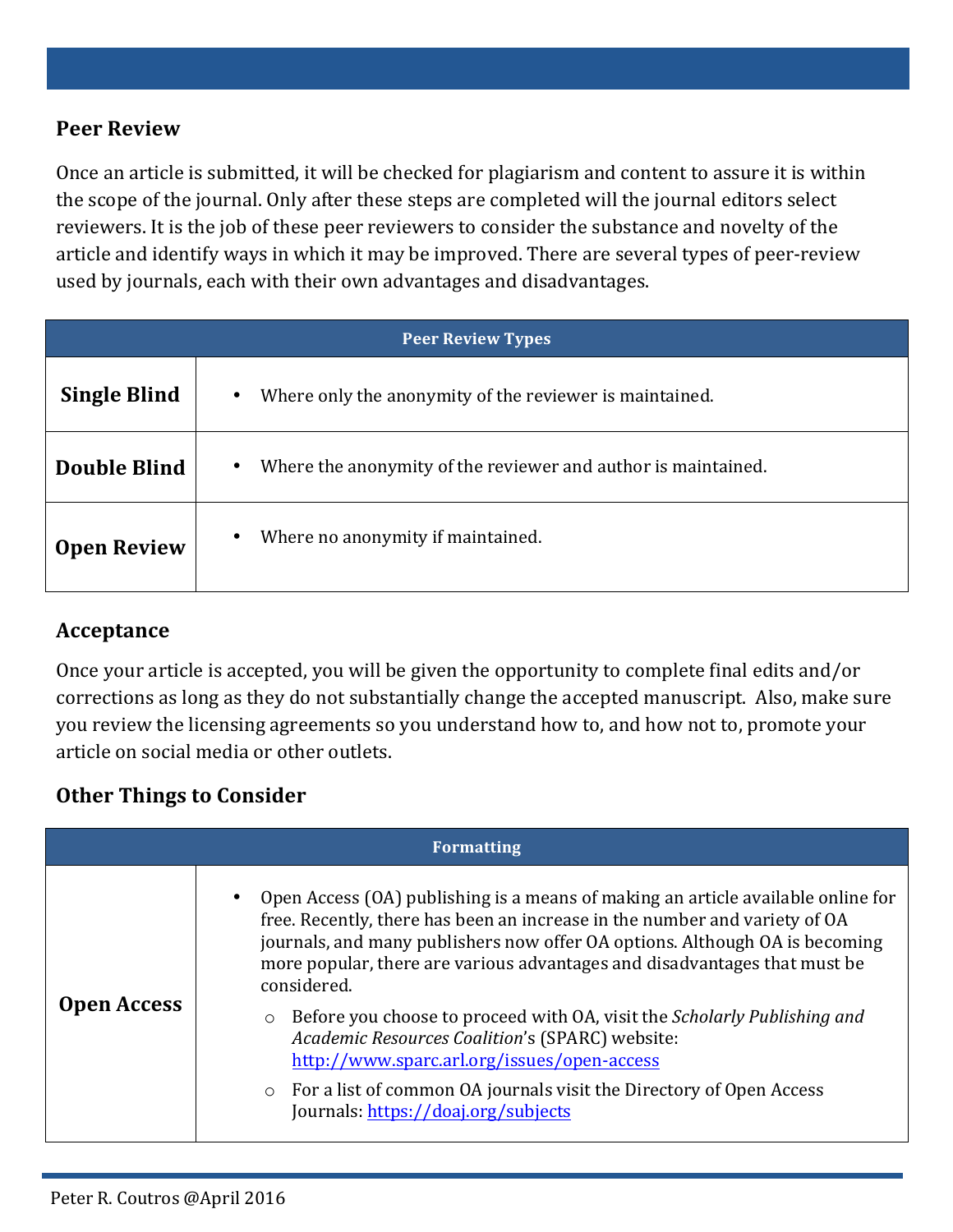## Peer Review

Once an article is submitted, it will be checked for plagiarism and content to assure it is within the scope of the journal. Only after these steps are completed will the journal editors select reviewers. It is the job of these peer reviewers to consider the substance and novelty of the article and identify ways in which it may be improved. There are several types of peer-review used by journals, each with their own advantages and disadvantages.

| Peer Review Types | |
|---|---|
| **Single Blind** | • Where only the anonymity of the reviewer is maintained. |
| **Double Blind** | • Where the anonymity of the reviewer and author is maintained. |
| **Open Review** | • Where no anonymity if maintained. |

## Acceptance

Once your article is accepted, you will be given the opportunity to complete final edits and/or corrections as long as they do not substantially change the accepted manuscript. Also, make sure you review the licensing agreements so you understand how to, and how not to, promote your article on social media or other outlets.

## Other Things to Consider

| Formatting | |
|---|---|
| **Open Access** | • Open Access (OA) publishing is a means of making an article available online for free. Recently, there has been an increase in the number and variety of OA journals, and many publishers now offer OA options. Although OA is becoming more popular, there are various advantages and disadvantages that must be considered.<br>&nbsp;&nbsp;o Before you choose to proceed with OA, visit the *Scholarly Publishing and Academic Resources Coalition*'s (SPARC) website: http://www.sparc.arl.org/issues/open-access<br>&nbsp;&nbsp;o For a list of common OA journals visit the Directory of Open Access Journals: https://doaj.org/subjects |

Peter R. Coutros @April 2016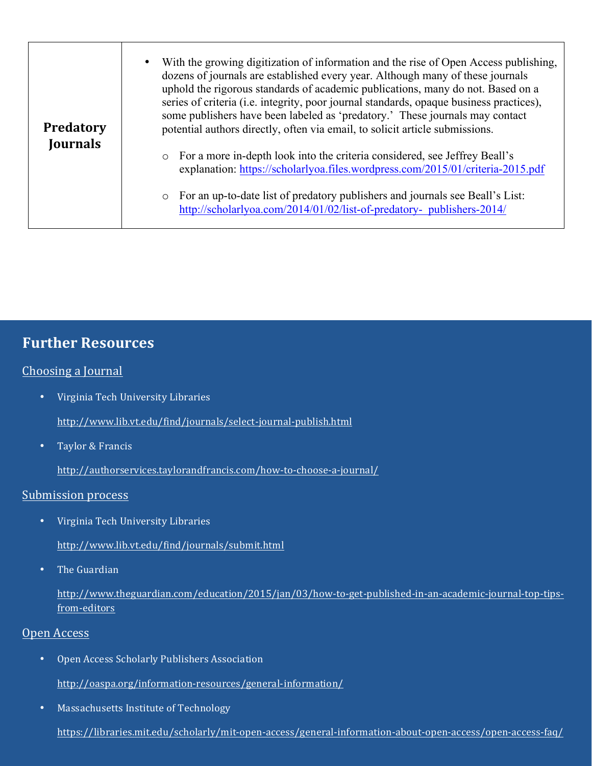| | |
|---|---|
| **Predatory Journals** | • With the growing digitization of information and the rise of Open Access publishing, dozens of journals are established every year. Although many of these journals uphold the rigorous standards of academic publications, many do not. Based on a series of criteria (i.e. integrity, poor journal standards, opaque business practices), some publishers have been labeled as 'predatory.' These journals may contact potential authors directly, often via email, to solicit article submissions.<br>o For a more in-depth look into the criteria considered, see Jeffrey Beall's explanation: [https://scholarlyoa.files.wordpress.com/2015/01/criteria-2015.pdf](https://scholarlyoa.files.wordpress.com/2015/01/criteria-2015.pdf)<br>o For an up-to-date list of predatory publishers and journals see Beall's List: [http://scholarlyoa.com/2014/01/02/list-of-predatory- publishers-2014/](http://scholarlyoa.com/2014/01/02/list-of-predatory-publishers-2014/) |

## Further Resources

### Choosing a Journal

- Virginia Tech University Libraries

  [http://www.lib.vt.edu/find/journals/select-journal-publish.html](http://www.lib.vt.edu/find/journals/select-journal-publish.html)

- Taylor & Francis

  [http://authorservices.taylorandfrancis.com/how-to-choose-a-journal/](http://authorservices.taylorandfrancis.com/how-to-choose-a-journal/)

### Submission process

- Virginia Tech University Libraries

  [http://www.lib.vt.edu/find/journals/submit.html](http://www.lib.vt.edu/find/journals/submit.html)

- The Guardian

  [http://www.theguardian.com/education/2015/jan/03/how-to-get-published-in-an-academic-journal-top-tips-from-editors](http://www.theguardian.com/education/2015/jan/03/how-to-get-published-in-an-academic-journal-top-tips-from-editors)

### Open Access

- Open Access Scholarly Publishers Association

  [http://oaspa.org/information-resources/general-information/](http://oaspa.org/information-resources/general-information/)

- Massachusetts Institute of Technology

  [https://libraries.mit.edu/scholarly/mit-open-access/general-information-about-open-access/open-access-faq/](https://libraries.mit.edu/scholarly/mit-open-access/general-information-about-open-access/open-access-faq/)